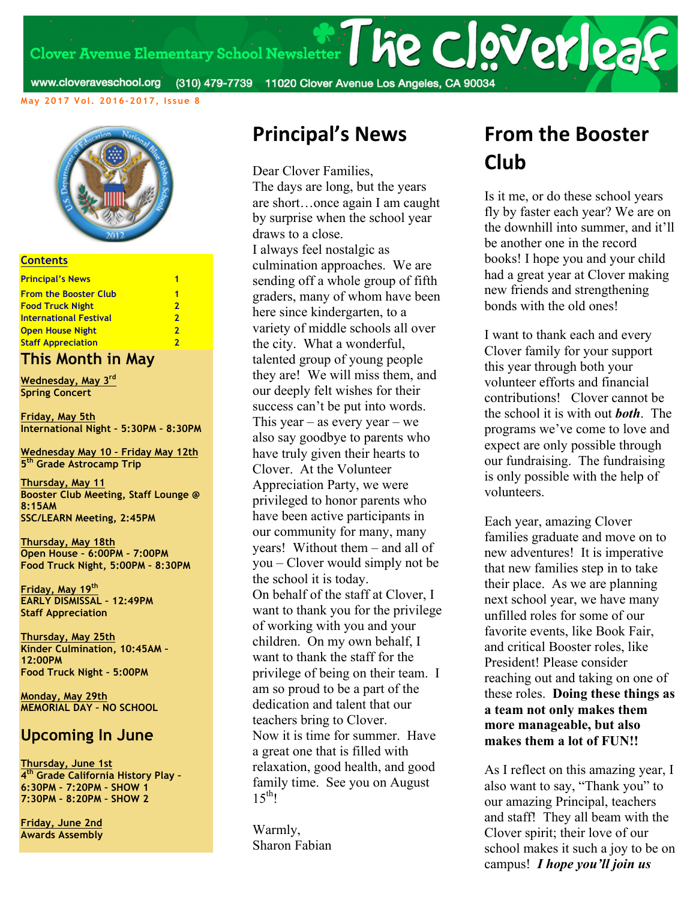# The Cloverleaf

Clover Avenue Elementary School Newsletter

www.cloveraveschool.org (310) 479-7739 11020 Clover Avenue Los Angeles, CA 90034

May 2017 Vol. 2016-2017, Issue 8

**Contents**

| | |
|---|---|
| Principal's News | 1 |
| From the Booster Club | 1 |
| Food Truck Night | 2 |
| International Festival | 2 |
| Open House Night | 2 |
| Staff Appreciation | 2 |

## This Month in May

**Wednesday, May 3rd**
Spring Concert

**Friday, May 5th**
International Night - 5:30PM - 8:30PM

**Wednesday May 10 - Friday May 12th**
5th Grade Astrocamp Trip

**Thursday, May 11**
Booster Club Meeting, Staff Lounge @ 8:15AM
SSC/LEARN Meeting, 2:45PM

**Thursday, May 18th**
Open House - 6:00PM - 7:00PM
Food Truck Night, 5:00PM - 8:30PM

**Friday, May 19th**
EARLY DISMISSAL - 12:49PM
Staff Appreciation

**Thursday, May 25th**
Kinder Culmination, 10:45AM - 12:00PM
Food Truck Night - 5:00PM

**Monday, May 29th**
MEMORIAL DAY - NO SCHOOL

## Upcoming In June

**Thursday, June 1st**
4th Grade California History Play -
6:30PM - 7:20PM - SHOW 1
7:30PM - 8:20PM - SHOW 2

**Friday, June 2nd**
Awards Assembly

# Principal's News

Dear Clover Families,

The days are long, but the years are short…once again I am caught by surprise when the school year draws to a close.

I always feel nostalgic as culmination approaches. We are sending off a whole group of fifth graders, many of whom have been here since kindergarten, to a variety of middle schools all over the city. What a wonderful, talented group of young people they are! We will miss them, and our deeply felt wishes for their success can't be put into words. This year – as every year – we also say goodbye to parents who have truly given their hearts to Clover. At the Volunteer Appreciation Party, we were privileged to honor parents who have been active participants in our community for many, many years! Without them – and all of you – Clover would simply not be the school it is today.

On behalf of the staff at Clover, I want to thank you for the privilege of working with you and your children. On my own behalf, I want to thank the staff for the privilege of being on their team. I am so proud to be a part of the dedication and talent that our teachers bring to Clover.

Now it is time for summer. Have a great one that is filled with relaxation, good health, and good family time. See you on August 15th!

Warmly,
Sharon Fabian

# From the Booster Club

Is it me, or do these school years fly by faster each year? We are on the downhill into summer, and it'll be another one in the record books! I hope you and your child had a great year at Clover making new friends and strengthening bonds with the old ones!

I want to thank each and every Clover family for your support this year through both your volunteer efforts and financial contributions! Clover cannot be the school it is with out ***both***. The programs we've come to love and expect are only possible through our fundraising. The fundraising is only possible with the help of volunteers.

Each year, amazing Clover families graduate and move on to new adventures! It is imperative that new families step in to take their place. As we are planning next school year, we have many unfilled roles for some of our favorite events, like Book Fair, and critical Booster roles, like President! Please consider reaching out and taking on one of these roles. **Doing these things as a team not only makes them more manageable, but also makes them a lot of FUN!!**

As I reflect on this amazing year, I also want to say, "Thank you" to our amazing Principal, teachers and staff! They all beam with the Clover spirit; their love of our school makes it such a joy to be on campus! ***I hope you'll join us***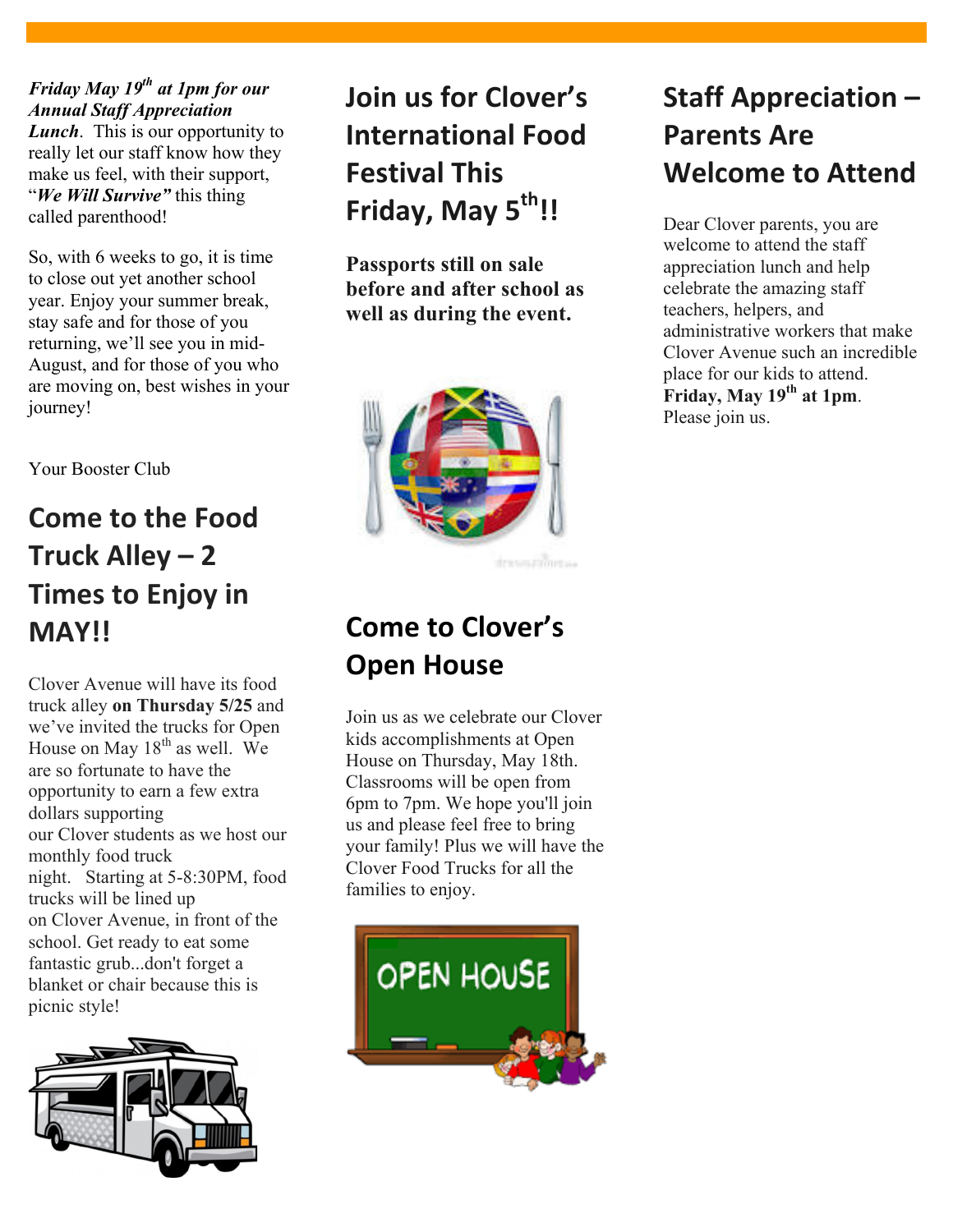***Friday May 19th at 1pm for our Annual Staff Appreciation Lunch***. This is our opportunity to really let our staff know how they make us feel, with their support, "***We Will Survive"*** this thing called parenthood!

So, with 6 weeks to go, it is time to close out yet another school year. Enjoy your summer break, stay safe and for those of you returning, we'll see you in mid-August, and for those of you who are moving on, best wishes in your journey!

Your Booster Club

## Come to the Food Truck Alley – 2 Times to Enjoy in MAY!!

Clover Avenue will have its food truck alley **on Thursday 5/25** and we've invited the trucks for Open House on May 18th as well. We are so fortunate to have the opportunity to earn a few extra dollars supporting our Clover students as we host our monthly food truck night. Starting at 5-8:30PM, food trucks will be lined up on Clover Avenue, in front of the school. Get ready to eat some fantastic grub...don't forget a blanket or chair because this is picnic style!

## Join us for Clover's International Food Festival This Friday, May 5th!!

**Passports still on sale before and after school as well as during the event.**

## Come to Clover's Open House

Join us as we celebrate our Clover kids accomplishments at Open House on Thursday, May 18th. Classrooms will be open from 6pm to 7pm. We hope you'll join us and please feel free to bring your family! Plus we will have the Clover Food Trucks for all the families to enjoy.

## Staff Appreciation – Parents Are Welcome to Attend

Dear Clover parents, you are welcome to attend the staff appreciation lunch and help celebrate the amazing staff teachers, helpers, and administrative workers that make Clover Avenue such an incredible place for our kids to attend. **Friday, May 19th at 1pm**. Please join us.